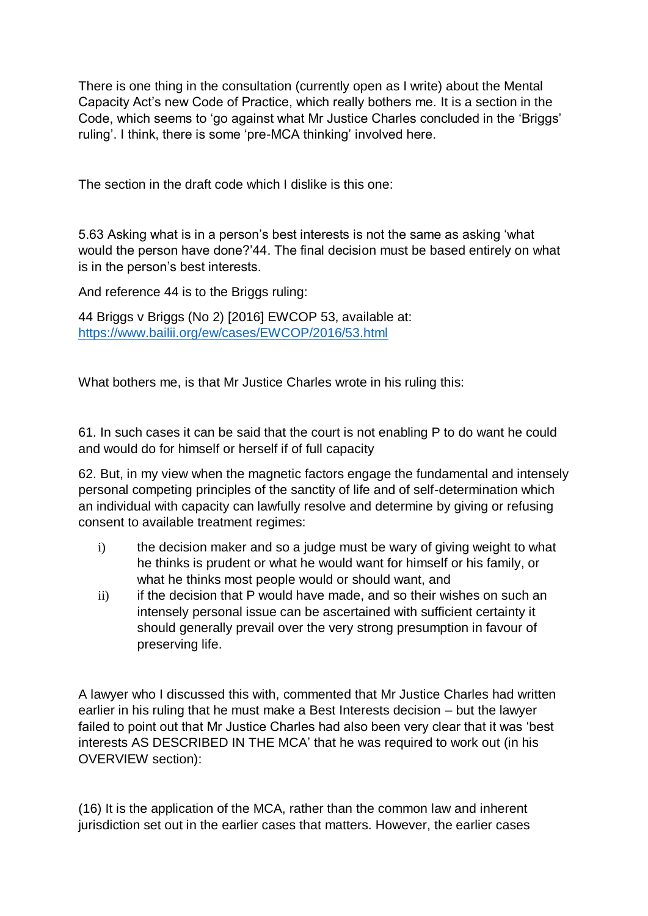There is one thing in the consultation (currently open as I write) about the Mental Capacity Act's new Code of Practice, which really bothers me. It is a section in the Code, which seems to 'go against what Mr Justice Charles concluded in the 'Briggs' ruling'. I think, there is some 'pre-MCA thinking' involved here.

The section in the draft code which I dislike is this one:

5.63 Asking what is in a person's best interests is not the same as asking 'what would the person have done?'44. The final decision must be based entirely on what is in the person's best interests.

And reference 44 is to the Briggs ruling:

44 Briggs v Briggs (No 2) [2016] EWCOP 53, available at: [https://www.bailii.org/ew/cases/EWCOP/2016/53.html](https://www.bailii.org/ew/cases/EWCOP/2016/53.html)

What bothers me, is that Mr Justice Charles wrote in his ruling this:

61. In such cases it can be said that the court is not enabling P to do want he could and would do for himself or herself if of full capacity

62. But, in my view when the magnetic factors engage the fundamental and intensely personal competing principles of the sanctity of life and of self-determination which an individual with capacity can lawfully resolve and determine by giving or refusing consent to available treatment regimes:

i) the decision maker and so a judge must be wary of giving weight to what he thinks is prudent or what he would want for himself or his family, or what he thinks most people would or should want, and
ii) if the decision that P would have made, and so their wishes on such an intensely personal issue can be ascertained with sufficient certainty it should generally prevail over the very strong presumption in favour of preserving life.

A lawyer who I discussed this with, commented that Mr Justice Charles had written earlier in his ruling that he must make a Best Interests decision – but the lawyer failed to point out that Mr Justice Charles had also been very clear that it was 'best interests AS DESCRIBED IN THE MCA' that he was required to work out (in his OVERVIEW section):

(16) It is the application of the MCA, rather than the common law and inherent jurisdiction set out in the earlier cases that matters. However, the earlier cases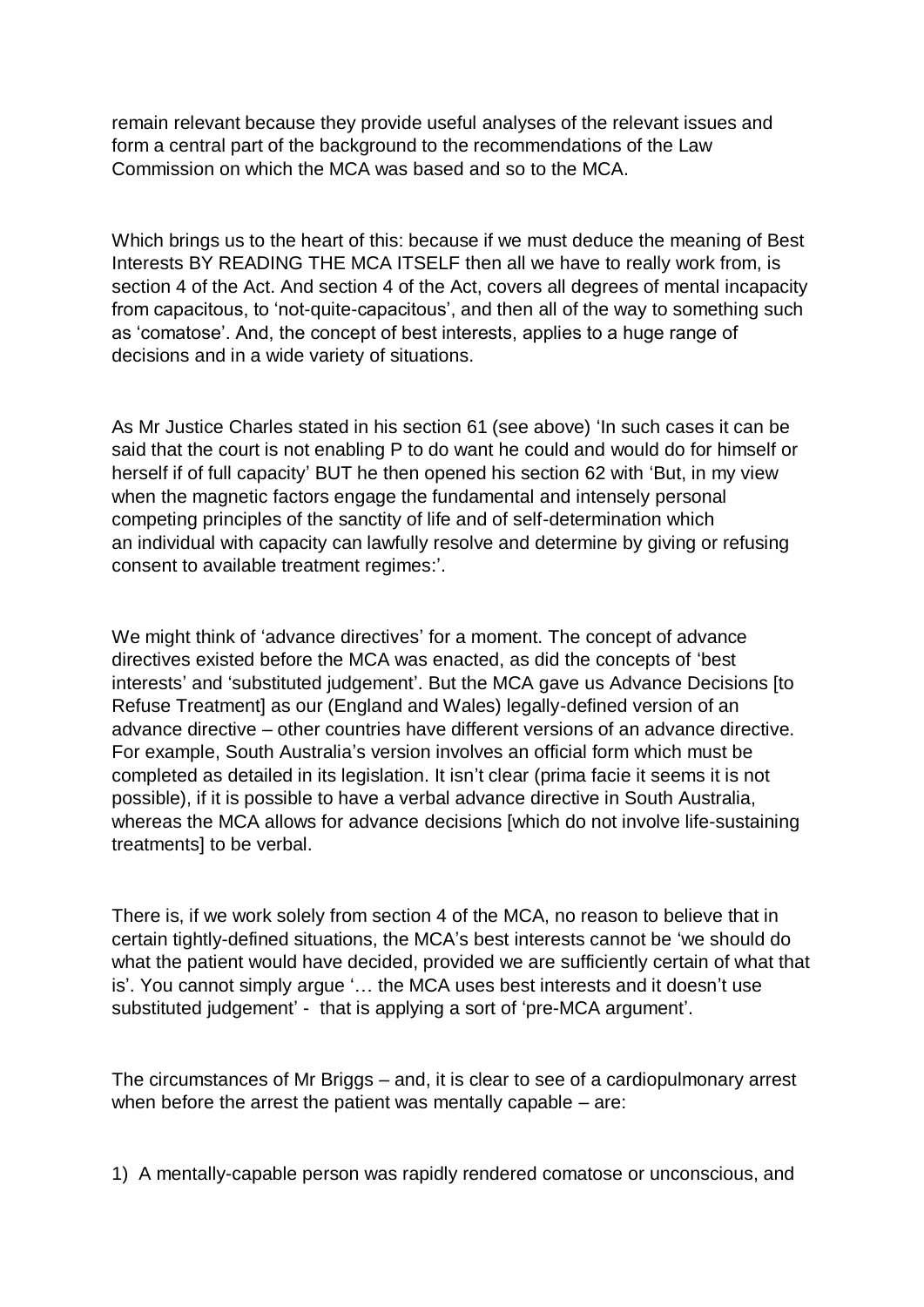remain relevant because they provide useful analyses of the relevant issues and form a central part of the background to the recommendations of the Law Commission on which the MCA was based and so to the MCA.

Which brings us to the heart of this: because if we must deduce the meaning of Best Interests BY READING THE MCA ITSELF then all we have to really work from, is section 4 of the Act. And section 4 of the Act, covers all degrees of mental incapacity from capacitous, to 'not-quite-capacitous', and then all of the way to something such as 'comatose'. And, the concept of best interests, applies to a huge range of decisions and in a wide variety of situations.

As Mr Justice Charles stated in his section 61 (see above) 'In such cases it can be said that the court is not enabling P to do want he could and would do for himself or herself if of full capacity' BUT he then opened his section 62 with 'But, in my view when the magnetic factors engage the fundamental and intensely personal competing principles of the sanctity of life and of self-determination which an individual with capacity can lawfully resolve and determine by giving or refusing consent to available treatment regimes:'.

We might think of 'advance directives' for a moment. The concept of advance directives existed before the MCA was enacted, as did the concepts of 'best interests' and 'substituted judgement'. But the MCA gave us Advance Decisions [to Refuse Treatment] as our (England and Wales) legally-defined version of an advance directive – other countries have different versions of an advance directive. For example, South Australia's version involves an official form which must be completed as detailed in its legislation. It isn't clear (prima facie it seems it is not possible), if it is possible to have a verbal advance directive in South Australia, whereas the MCA allows for advance decisions [which do not involve life-sustaining treatments] to be verbal.

There is, if we work solely from section 4 of the MCA, no reason to believe that in certain tightly-defined situations, the MCA's best interests cannot be 'we should do what the patient would have decided, provided we are sufficiently certain of what that is'. You cannot simply argue '… the MCA uses best interests and it doesn't use substituted judgement' - that is applying a sort of 'pre-MCA argument'.

The circumstances of Mr Briggs – and, it is clear to see of a cardiopulmonary arrest when before the arrest the patient was mentally capable – are:

1) A mentally-capable person was rapidly rendered comatose or unconscious, and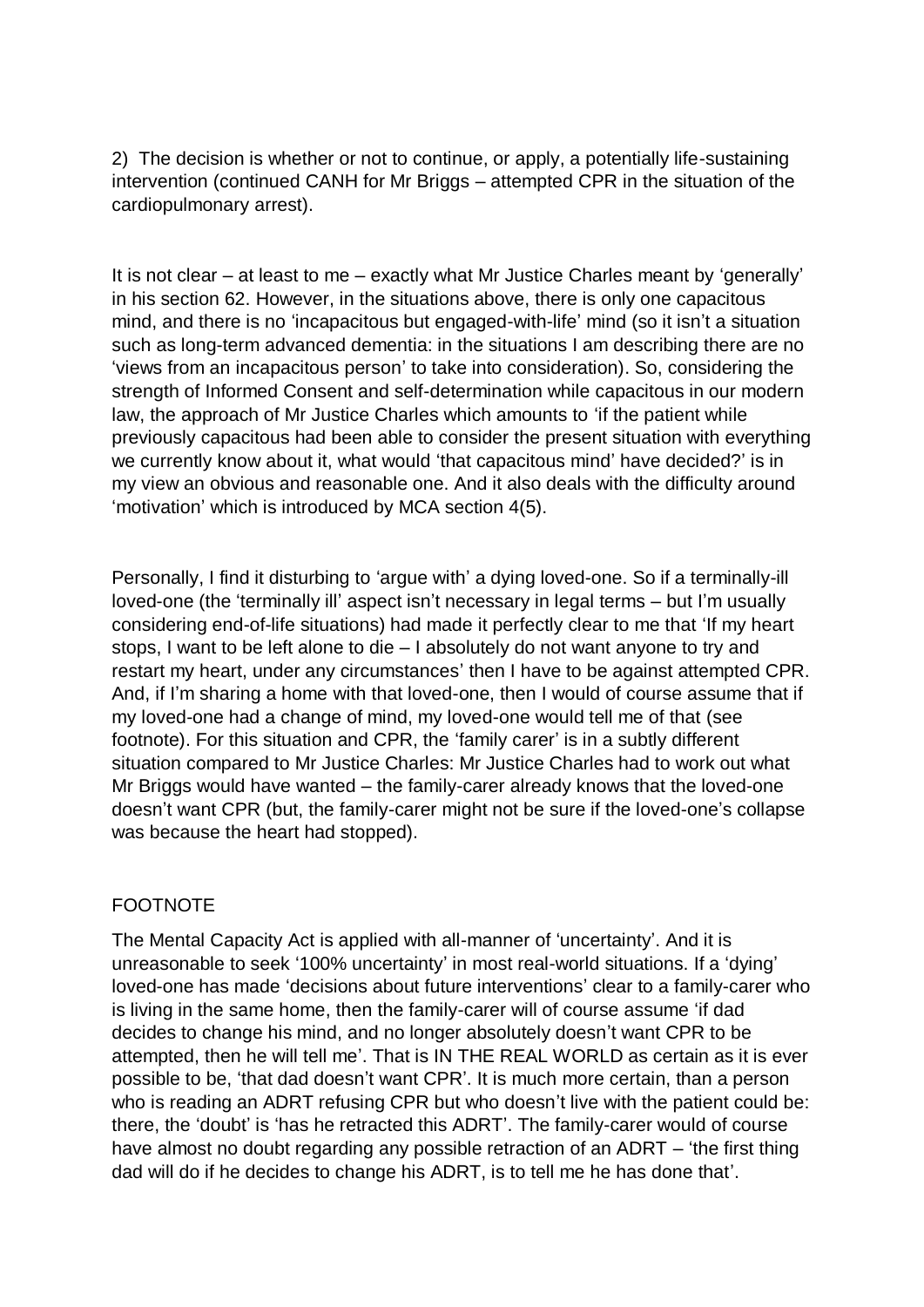2) The decision is whether or not to continue, or apply, a potentially life-sustaining intervention (continued CANH for Mr Briggs – attempted CPR in the situation of the cardiopulmonary arrest).

It is not clear – at least to me – exactly what Mr Justice Charles meant by 'generally' in his section 62. However, in the situations above, there is only one capacitous mind, and there is no 'incapacitous but engaged-with-life' mind (so it isn't a situation such as long-term advanced dementia: in the situations I am describing there are no 'views from an incapacitous person' to take into consideration). So, considering the strength of Informed Consent and self-determination while capacitous in our modern law, the approach of Mr Justice Charles which amounts to 'if the patient while previously capacitous had been able to consider the present situation with everything we currently know about it, what would 'that capacitous mind' have decided?' is in my view an obvious and reasonable one. And it also deals with the difficulty around 'motivation' which is introduced by MCA section 4(5).

Personally, I find it disturbing to 'argue with' a dying loved-one. So if a terminally-ill loved-one (the 'terminally ill' aspect isn't necessary in legal terms – but I'm usually considering end-of-life situations) had made it perfectly clear to me that 'If my heart stops, I want to be left alone to die – I absolutely do not want anyone to try and restart my heart, under any circumstances' then I have to be against attempted CPR. And, if I'm sharing a home with that loved-one, then I would of course assume that if my loved-one had a change of mind, my loved-one would tell me of that (see footnote). For this situation and CPR, the 'family carer' is in a subtly different situation compared to Mr Justice Charles: Mr Justice Charles had to work out what Mr Briggs would have wanted – the family-carer already knows that the loved-one doesn't want CPR (but, the family-carer might not be sure if the loved-one's collapse was because the heart had stopped).

FOOTNOTE

The Mental Capacity Act is applied with all-manner of 'uncertainty'. And it is unreasonable to seek '100% uncertainty' in most real-world situations. If a 'dying' loved-one has made 'decisions about future interventions' clear to a family-carer who is living in the same home, then the family-carer will of course assume 'if dad decides to change his mind, and no longer absolutely doesn't want CPR to be attempted, then he will tell me'. That is IN THE REAL WORLD as certain as it is ever possible to be, 'that dad doesn't want CPR'. It is much more certain, than a person who is reading an ADRT refusing CPR but who doesn't live with the patient could be: there, the 'doubt' is 'has he retracted this ADRT'. The family-carer would of course have almost no doubt regarding any possible retraction of an ADRT – 'the first thing dad will do if he decides to change his ADRT, is to tell me he has done that'.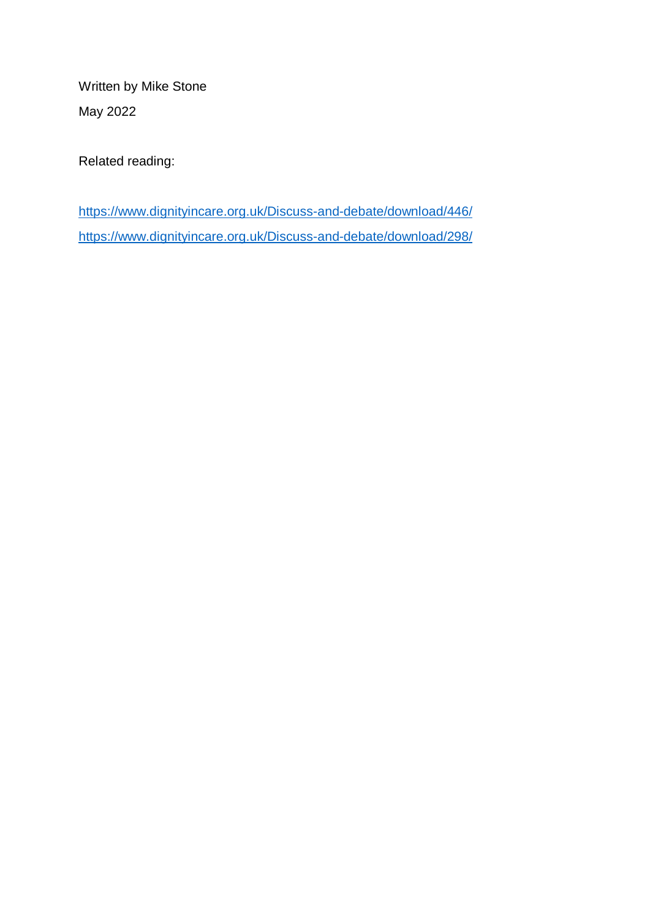Written by Mike Stone

May 2022

Related reading:

https://www.dignityincare.org.uk/Discuss-and-debate/download/446/

https://www.dignityincare.org.uk/Discuss-and-debate/download/298/